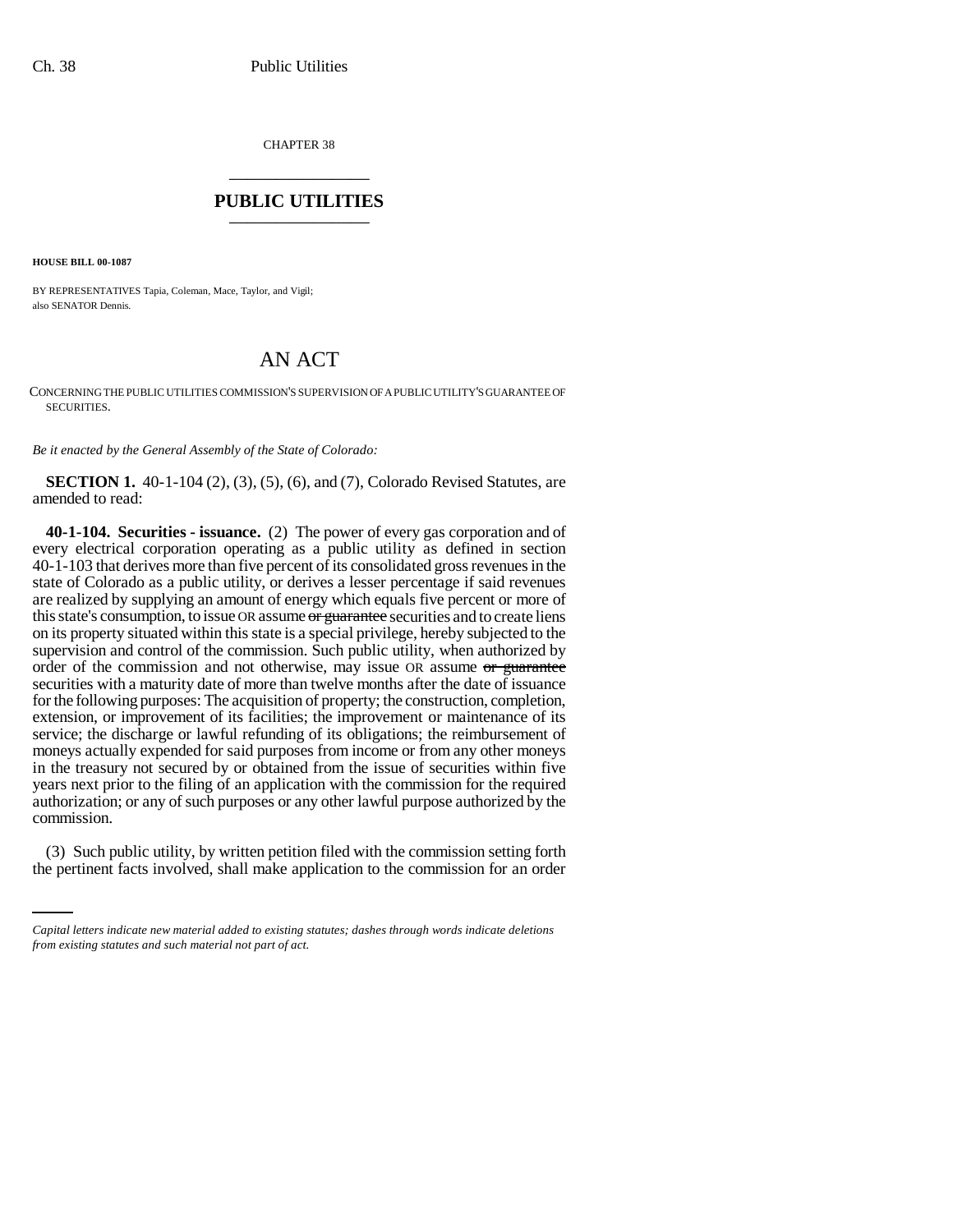CHAPTER 38

# PUBLIC UTILITIES

**HOUSE BILL 00-1087**

BY REPRESENTATIVES Tapia, Coleman, Mace, Taylor, and Vigil;
also SENATOR Dennis.

# AN ACT

CONCERNING THE PUBLIC UTILITIES COMMISSION'S SUPERVISION OF A PUBLIC UTILITY'S GUARANTEE OF SECURITIES.

*Be it enacted by the General Assembly of the State of Colorado:*

**SECTION 1.** 40-1-104 (2), (3), (5), (6), and (7), Colorado Revised Statutes, are amended to read:

**40-1-104. Securities - issuance.** (2) The power of every gas corporation and of every electrical corporation operating as a public utility as defined in section 40-1-103 that derives more than five percent of its consolidated gross revenues in the state of Colorado as a public utility, or derives a lesser percentage if said revenues are realized by supplying an amount of energy which equals five percent or more of this state's consumption, to issue OR assume ~~or guarantee~~ securities and to create liens on its property situated within this state is a special privilege, hereby subjected to the supervision and control of the commission. Such public utility, when authorized by order of the commission and not otherwise, may issue OR assume ~~or guarantee~~ securities with a maturity date of more than twelve months after the date of issuance for the following purposes: The acquisition of property; the construction, completion, extension, or improvement of its facilities; the improvement or maintenance of its service; the discharge or lawful refunding of its obligations; the reimbursement of moneys actually expended for said purposes from income or from any other moneys in the treasury not secured by or obtained from the issue of securities within five years next prior to the filing of an application with the commission for the required authorization; or any of such purposes or any other lawful purpose authorized by the commission.

(3) Such public utility, by written petition filed with the commission setting forth the pertinent facts involved, shall make application to the commission for an order

*Capital letters indicate new material added to existing statutes; dashes through words indicate deletions from existing statutes and such material not part of act.*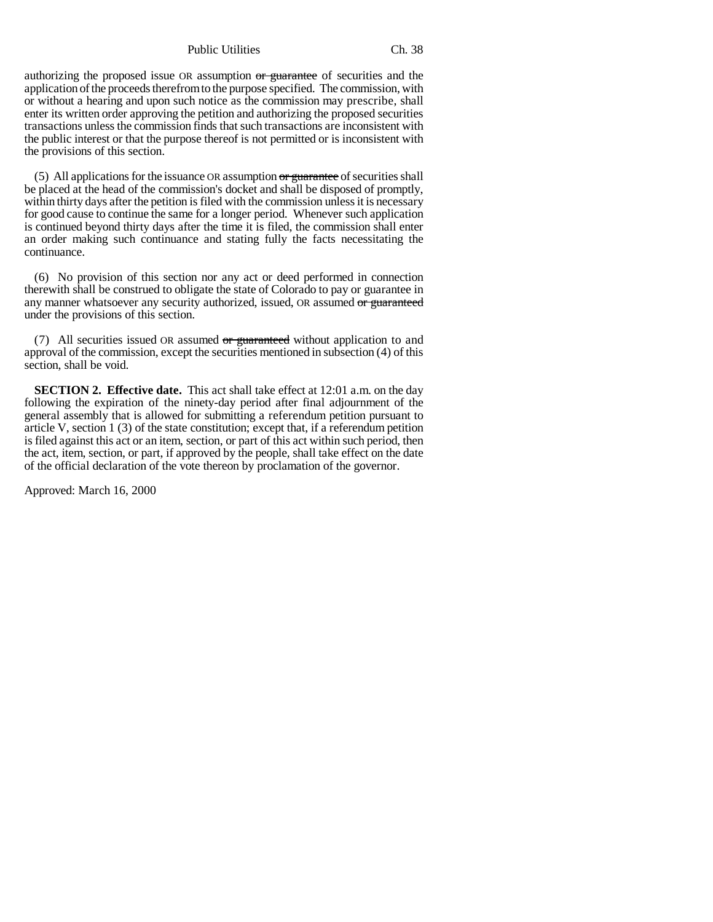authorizing the proposed issue OR assumption ~~or guarantee~~ of securities and the application of the proceeds therefrom to the purpose specified. The commission, with or without a hearing and upon such notice as the commission may prescribe, shall enter its written order approving the petition and authorizing the proposed securities transactions unless the commission finds that such transactions are inconsistent with the public interest or that the purpose thereof is not permitted or is inconsistent with the provisions of this section.

(5) All applications for the issuance OR assumption ~~or guarantee~~ of securities shall be placed at the head of the commission's docket and shall be disposed of promptly, within thirty days after the petition is filed with the commission unless it is necessary for good cause to continue the same for a longer period. Whenever such application is continued beyond thirty days after the time it is filed, the commission shall enter an order making such continuance and stating fully the facts necessitating the continuance.

(6) No provision of this section nor any act or deed performed in connection therewith shall be construed to obligate the state of Colorado to pay or guarantee in any manner whatsoever any security authorized, issued, OR assumed ~~or guaranteed~~ under the provisions of this section.

(7) All securities issued OR assumed ~~or guaranteed~~ without application to and approval of the commission, except the securities mentioned in subsection (4) of this section, shall be void.

**SECTION 2. Effective date.** This act shall take effect at 12:01 a.m. on the day following the expiration of the ninety-day period after final adjournment of the general assembly that is allowed for submitting a referendum petition pursuant to article V, section 1 (3) of the state constitution; except that, if a referendum petition is filed against this act or an item, section, or part of this act within such period, then the act, item, section, or part, if approved by the people, shall take effect on the date of the official declaration of the vote thereon by proclamation of the governor.

Approved: March 16, 2000